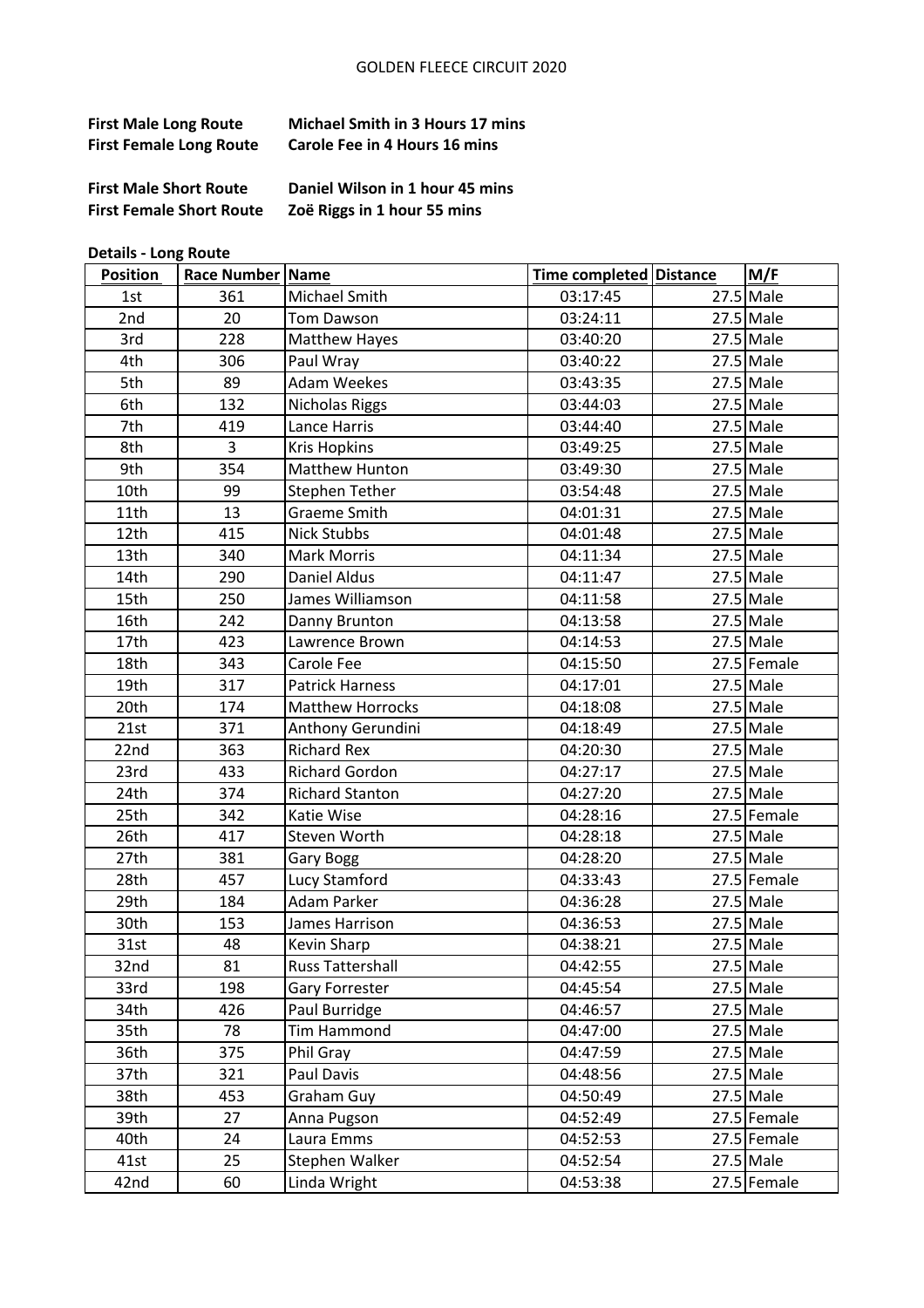# GOLDEN FLEECE CIRCUIT 2020

**First Male Long Route** **Michael Smith in 3 Hours 17 mins**
**First Female Long Route** **Carole Fee in 4 Hours 16 mins**

**First Male Short Route** **Daniel Wilson in 1 hour 45 mins**
**First Female Short Route** **Zoë Riggs in 1 hour 55 mins**

**Details - Long Route**

| Position | Race Number | Name | Time completed | Distance | M/F |
|---|---|---|---|---|---|
| 1st | 361 | Michael Smith | 03:17:45 | 27.5 | Male |
| 2nd | 20 | Tom Dawson | 03:24:11 | 27.5 | Male |
| 3rd | 228 | Matthew Hayes | 03:40:20 | 27.5 | Male |
| 4th | 306 | Paul Wray | 03:40:22 | 27.5 | Male |
| 5th | 89 | Adam Weekes | 03:43:35 | 27.5 | Male |
| 6th | 132 | Nicholas Riggs | 03:44:03 | 27.5 | Male |
| 7th | 419 | Lance Harris | 03:44:40 | 27.5 | Male |
| 8th | 3 | Kris Hopkins | 03:49:25 | 27.5 | Male |
| 9th | 354 | Matthew Hunton | 03:49:30 | 27.5 | Male |
| 10th | 99 | Stephen Tether | 03:54:48 | 27.5 | Male |
| 11th | 13 | Graeme Smith | 04:01:31 | 27.5 | Male |
| 12th | 415 | Nick Stubbs | 04:01:48 | 27.5 | Male |
| 13th | 340 | Mark Morris | 04:11:34 | 27.5 | Male |
| 14th | 290 | Daniel Aldus | 04:11:47 | 27.5 | Male |
| 15th | 250 | James Williamson | 04:11:58 | 27.5 | Male |
| 16th | 242 | Danny Brunton | 04:13:58 | 27.5 | Male |
| 17th | 423 | Lawrence Brown | 04:14:53 | 27.5 | Male |
| 18th | 343 | Carole Fee | 04:15:50 | 27.5 | Female |
| 19th | 317 | Patrick Harness | 04:17:01 | 27.5 | Male |
| 20th | 174 | Matthew Horrocks | 04:18:08 | 27.5 | Male |
| 21st | 371 | Anthony Gerundini | 04:18:49 | 27.5 | Male |
| 22nd | 363 | Richard Rex | 04:20:30 | 27.5 | Male |
| 23rd | 433 | Richard Gordon | 04:27:17 | 27.5 | Male |
| 24th | 374 | Richard Stanton | 04:27:20 | 27.5 | Male |
| 25th | 342 | Katie Wise | 04:28:16 | 27.5 | Female |
| 26th | 417 | Steven Worth | 04:28:18 | 27.5 | Male |
| 27th | 381 | Gary Bogg | 04:28:20 | 27.5 | Male |
| 28th | 457 | Lucy Stamford | 04:33:43 | 27.5 | Female |
| 29th | 184 | Adam Parker | 04:36:28 | 27.5 | Male |
| 30th | 153 | James Harrison | 04:36:53 | 27.5 | Male |
| 31st | 48 | Kevin Sharp | 04:38:21 | 27.5 | Male |
| 32nd | 81 | Russ Tattershall | 04:42:55 | 27.5 | Male |
| 33rd | 198 | Gary Forrester | 04:45:54 | 27.5 | Male |
| 34th | 426 | Paul Burridge | 04:46:57 | 27.5 | Male |
| 35th | 78 | Tim Hammond | 04:47:00 | 27.5 | Male |
| 36th | 375 | Phil Gray | 04:47:59 | 27.5 | Male |
| 37th | 321 | Paul Davis | 04:48:56 | 27.5 | Male |
| 38th | 453 | Graham Guy | 04:50:49 | 27.5 | Male |
| 39th | 27 | Anna Pugson | 04:52:49 | 27.5 | Female |
| 40th | 24 | Laura Emms | 04:52:53 | 27.5 | Female |
| 41st | 25 | Stephen Walker | 04:52:54 | 27.5 | Male |
| 42nd | 60 | Linda Wright | 04:53:38 | 27.5 | Female |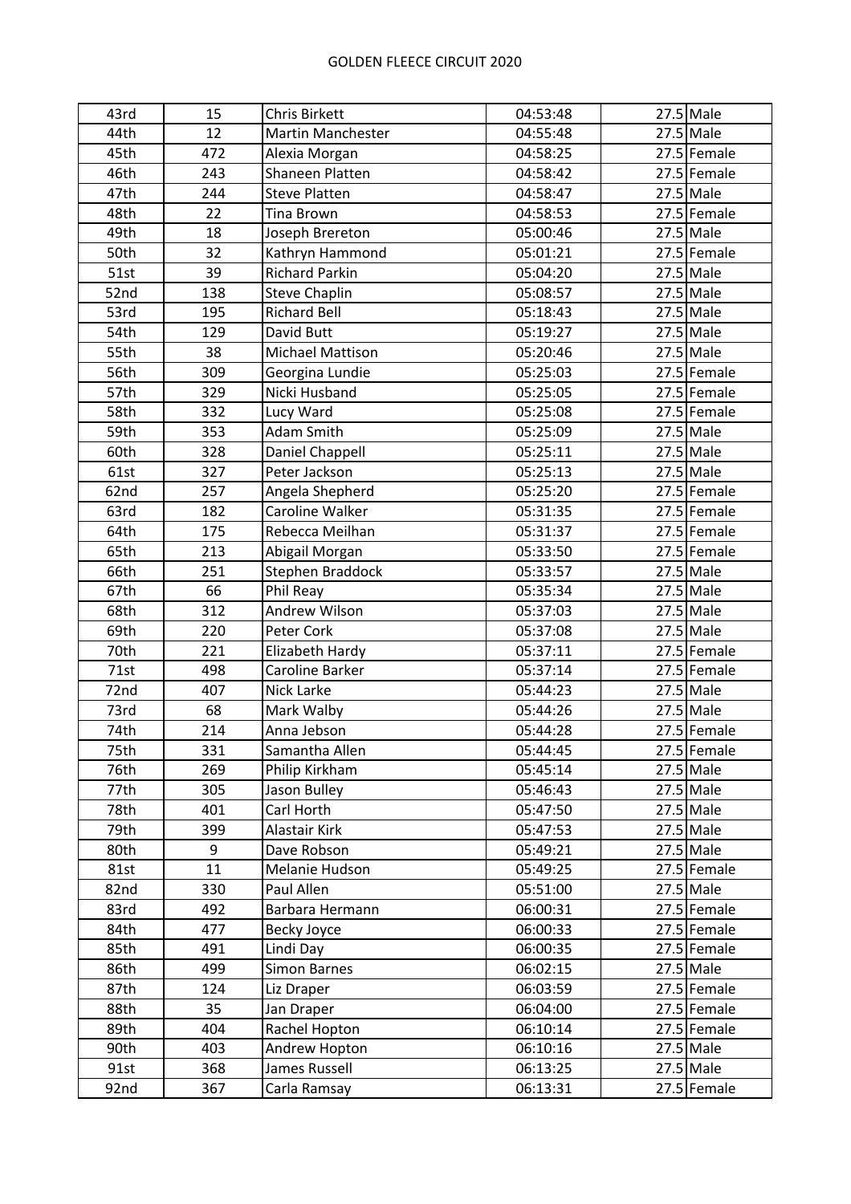| 43rd | 15 | Chris Birkett | 04:53:48 | 27.5 | Male |
|---|---|---|---|---|---|
| 44th | 12 | Martin Manchester | 04:55:48 | 27.5 | Male |
| 45th | 472 | Alexia Morgan | 04:58:25 | 27.5 | Female |
| 46th | 243 | Shaneen Platten | 04:58:42 | 27.5 | Female |
| 47th | 244 | Steve Platten | 04:58:47 | 27.5 | Male |
| 48th | 22 | Tina Brown | 04:58:53 | 27.5 | Female |
| 49th | 18 | Joseph Brereton | 05:00:46 | 27.5 | Male |
| 50th | 32 | Kathryn Hammond | 05:01:21 | 27.5 | Female |
| 51st | 39 | Richard Parkin | 05:04:20 | 27.5 | Male |
| 52nd | 138 | Steve Chaplin | 05:08:57 | 27.5 | Male |
| 53rd | 195 | Richard Bell | 05:18:43 | 27.5 | Male |
| 54th | 129 | David Butt | 05:19:27 | 27.5 | Male |
| 55th | 38 | Michael Mattison | 05:20:46 | 27.5 | Male |
| 56th | 309 | Georgina Lundie | 05:25:03 | 27.5 | Female |
| 57th | 329 | Nicki Husband | 05:25:05 | 27.5 | Female |
| 58th | 332 | Lucy Ward | 05:25:08 | 27.5 | Female |
| 59th | 353 | Adam Smith | 05:25:09 | 27.5 | Male |
| 60th | 328 | Daniel Chappell | 05:25:11 | 27.5 | Male |
| 61st | 327 | Peter Jackson | 05:25:13 | 27.5 | Male |
| 62nd | 257 | Angela Shepherd | 05:25:20 | 27.5 | Female |
| 63rd | 182 | Caroline Walker | 05:31:35 | 27.5 | Female |
| 64th | 175 | Rebecca Meilhan | 05:31:37 | 27.5 | Female |
| 65th | 213 | Abigail Morgan | 05:33:50 | 27.5 | Female |
| 66th | 251 | Stephen Braddock | 05:33:57 | 27.5 | Male |
| 67th | 66 | Phil Reay | 05:35:34 | 27.5 | Male |
| 68th | 312 | Andrew Wilson | 05:37:03 | 27.5 | Male |
| 69th | 220 | Peter Cork | 05:37:08 | 27.5 | Male |
| 70th | 221 | Elizabeth Hardy | 05:37:11 | 27.5 | Female |
| 71st | 498 | Caroline Barker | 05:37:14 | 27.5 | Female |
| 72nd | 407 | Nick Larke | 05:44:23 | 27.5 | Male |
| 73rd | 68 | Mark Walby | 05:44:26 | 27.5 | Male |
| 74th | 214 | Anna Jebson | 05:44:28 | 27.5 | Female |
| 75th | 331 | Samantha Allen | 05:44:45 | 27.5 | Female |
| 76th | 269 | Philip Kirkham | 05:45:14 | 27.5 | Male |
| 77th | 305 | Jason Bulley | 05:46:43 | 27.5 | Male |
| 78th | 401 | Carl Horth | 05:47:50 | 27.5 | Male |
| 79th | 399 | Alastair Kirk | 05:47:53 | 27.5 | Male |
| 80th | 9 | Dave Robson | 05:49:21 | 27.5 | Male |
| 81st | 11 | Melanie Hudson | 05:49:25 | 27.5 | Female |
| 82nd | 330 | Paul Allen | 05:51:00 | 27.5 | Male |
| 83rd | 492 | Barbara Hermann | 06:00:31 | 27.5 | Female |
| 84th | 477 | Becky Joyce | 06:00:33 | 27.5 | Female |
| 85th | 491 | Lindi Day | 06:00:35 | 27.5 | Female |
| 86th | 499 | Simon Barnes | 06:02:15 | 27.5 | Male |
| 87th | 124 | Liz Draper | 06:03:59 | 27.5 | Female |
| 88th | 35 | Jan Draper | 06:04:00 | 27.5 | Female |
| 89th | 404 | Rachel Hopton | 06:10:14 | 27.5 | Female |
| 90th | 403 | Andrew Hopton | 06:10:16 | 27.5 | Male |
| 91st | 368 | James Russell | 06:13:25 | 27.5 | Male |
| 92nd | 367 | Carla Ramsay | 06:13:31 | 27.5 | Female |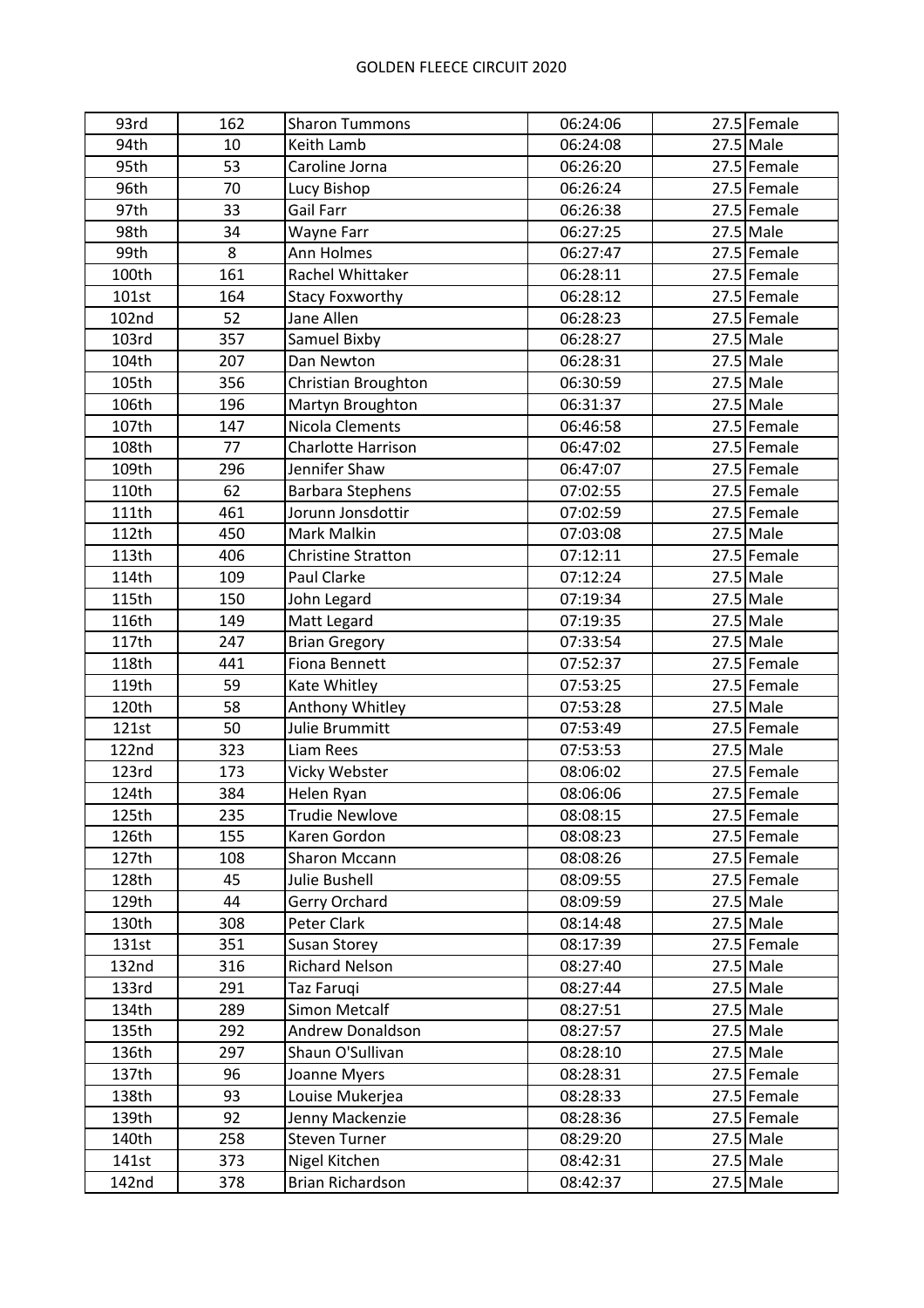# GOLDEN FLEECE CIRCUIT 2020

| | | | | | |
|---|---|---|---|---|---|
| 93rd | 162 | Sharon Tummons | 06:24:06 | 27.5 | Female |
| 94th | 10 | Keith Lamb | 06:24:08 | 27.5 | Male |
| 95th | 53 | Caroline Jorna | 06:26:20 | 27.5 | Female |
| 96th | 70 | Lucy Bishop | 06:26:24 | 27.5 | Female |
| 97th | 33 | Gail Farr | 06:26:38 | 27.5 | Female |
| 98th | 34 | Wayne Farr | 06:27:25 | 27.5 | Male |
| 99th | 8 | Ann Holmes | 06:27:47 | 27.5 | Female |
| 100th | 161 | Rachel Whittaker | 06:28:11 | 27.5 | Female |
| 101st | 164 | Stacy Foxworthy | 06:28:12 | 27.5 | Female |
| 102nd | 52 | Jane Allen | 06:28:23 | 27.5 | Female |
| 103rd | 357 | Samuel Bixby | 06:28:27 | 27.5 | Male |
| 104th | 207 | Dan Newton | 06:28:31 | 27.5 | Male |
| 105th | 356 | Christian Broughton | 06:30:59 | 27.5 | Male |
| 106th | 196 | Martyn Broughton | 06:31:37 | 27.5 | Male |
| 107th | 147 | Nicola Clements | 06:46:58 | 27.5 | Female |
| 108th | 77 | Charlotte Harrison | 06:47:02 | 27.5 | Female |
| 109th | 296 | Jennifer Shaw | 06:47:07 | 27.5 | Female |
| 110th | 62 | Barbara Stephens | 07:02:55 | 27.5 | Female |
| 111th | 461 | Jorunn Jonsdottir | 07:02:59 | 27.5 | Female |
| 112th | 450 | Mark Malkin | 07:03:08 | 27.5 | Male |
| 113th | 406 | Christine Stratton | 07:12:11 | 27.5 | Female |
| 114th | 109 | Paul Clarke | 07:12:24 | 27.5 | Male |
| 115th | 150 | John Legard | 07:19:34 | 27.5 | Male |
| 116th | 149 | Matt Legard | 07:19:35 | 27.5 | Male |
| 117th | 247 | Brian Gregory | 07:33:54 | 27.5 | Male |
| 118th | 441 | Fiona Bennett | 07:52:37 | 27.5 | Female |
| 119th | 59 | Kate Whitley | 07:53:25 | 27.5 | Female |
| 120th | 58 | Anthony Whitley | 07:53:28 | 27.5 | Male |
| 121st | 50 | Julie Brummitt | 07:53:49 | 27.5 | Female |
| 122nd | 323 | Liam Rees | 07:53:53 | 27.5 | Male |
| 123rd | 173 | Vicky Webster | 08:06:02 | 27.5 | Female |
| 124th | 384 | Helen Ryan | 08:06:06 | 27.5 | Female |
| 125th | 235 | Trudie Newlove | 08:08:15 | 27.5 | Female |
| 126th | 155 | Karen Gordon | 08:08:23 | 27.5 | Female |
| 127th | 108 | Sharon Mccann | 08:08:26 | 27.5 | Female |
| 128th | 45 | Julie Bushell | 08:09:55 | 27.5 | Female |
| 129th | 44 | Gerry Orchard | 08:09:59 | 27.5 | Male |
| 130th | 308 | Peter Clark | 08:14:48 | 27.5 | Male |
| 131st | 351 | Susan Storey | 08:17:39 | 27.5 | Female |
| 132nd | 316 | Richard Nelson | 08:27:40 | 27.5 | Male |
| 133rd | 291 | Taz Faruqi | 08:27:44 | 27.5 | Male |
| 134th | 289 | Simon Metcalf | 08:27:51 | 27.5 | Male |
| 135th | 292 | Andrew Donaldson | 08:27:57 | 27.5 | Male |
| 136th | 297 | Shaun O'Sullivan | 08:28:10 | 27.5 | Male |
| 137th | 96 | Joanne Myers | 08:28:31 | 27.5 | Female |
| 138th | 93 | Louise Mukerjea | 08:28:33 | 27.5 | Female |
| 139th | 92 | Jenny Mackenzie | 08:28:36 | 27.5 | Female |
| 140th | 258 | Steven Turner | 08:29:20 | 27.5 | Male |
| 141st | 373 | Nigel Kitchen | 08:42:31 | 27.5 | Male |
| 142nd | 378 | Brian Richardson | 08:42:37 | 27.5 | Male |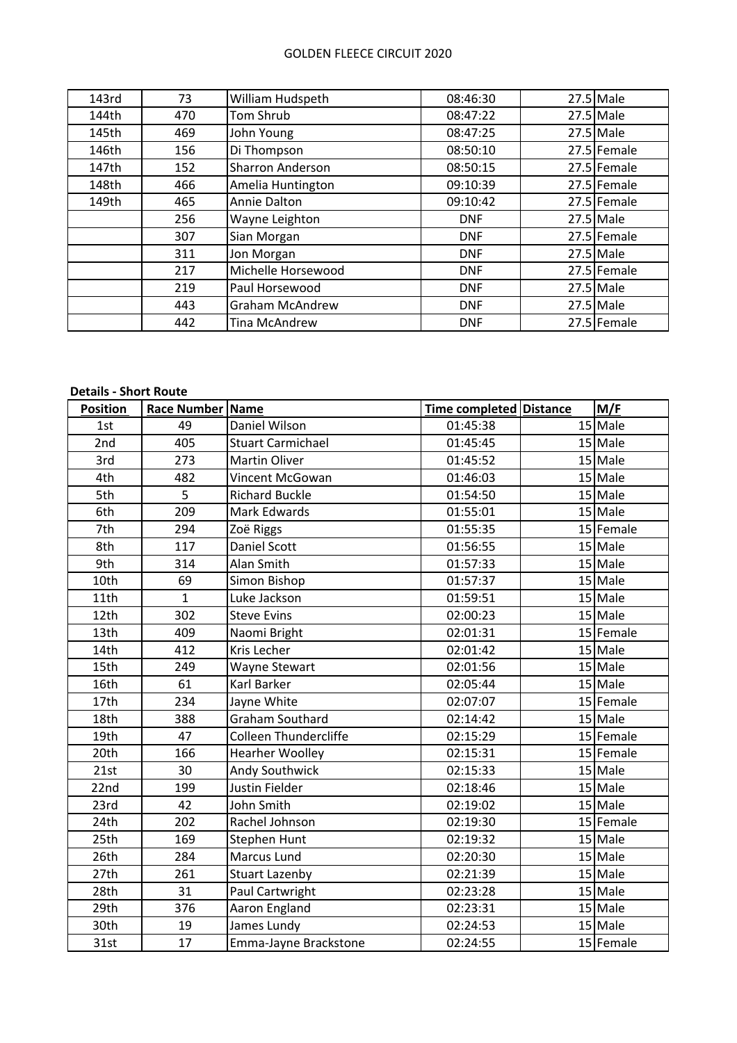| 143rd | 73 | William Hudspeth | 08:46:30 | 27.5 | Male |
|---|---|---|---|---|---|
| 144th | 470 | Tom Shrub | 08:47:22 | 27.5 | Male |
| 145th | 469 | John Young | 08:47:25 | 27.5 | Male |
| 146th | 156 | Di Thompson | 08:50:10 | 27.5 | Female |
| 147th | 152 | Sharron Anderson | 08:50:15 | 27.5 | Female |
| 148th | 466 | Amelia Huntington | 09:10:39 | 27.5 | Female |
| 149th | 465 | Annie Dalton | 09:10:42 | 27.5 | Female |
| | 256 | Wayne Leighton | DNF | 27.5 | Male |
| | 307 | Sian Morgan | DNF | 27.5 | Female |
| | 311 | Jon Morgan | DNF | 27.5 | Male |
| | 217 | Michelle Horsewood | DNF | 27.5 | Female |
| | 219 | Paul Horsewood | DNF | 27.5 | Male |
| | 443 | Graham McAndrew | DNF | 27.5 | Male |
| | 442 | Tina McAndrew | DNF | 27.5 | Female |

**Details - Short Route**

| Position | Race Number | Name | Time completed | Distance | M/F |
|---|---|---|---|---|---|
| 1st | 49 | Daniel Wilson | 01:45:38 | 15 | Male |
| 2nd | 405 | Stuart Carmichael | 01:45:45 | 15 | Male |
| 3rd | 273 | Martin Oliver | 01:45:52 | 15 | Male |
| 4th | 482 | Vincent McGowan | 01:46:03 | 15 | Male |
| 5th | 5 | Richard Buckle | 01:54:50 | 15 | Male |
| 6th | 209 | Mark Edwards | 01:55:01 | 15 | Male |
| 7th | 294 | Zoë Riggs | 01:55:35 | 15 | Female |
| 8th | 117 | Daniel Scott | 01:56:55 | 15 | Male |
| 9th | 314 | Alan Smith | 01:57:33 | 15 | Male |
| 10th | 69 | Simon Bishop | 01:57:37 | 15 | Male |
| 11th | 1 | Luke Jackson | 01:59:51 | 15 | Male |
| 12th | 302 | Steve Evins | 02:00:23 | 15 | Male |
| 13th | 409 | Naomi Bright | 02:01:31 | 15 | Female |
| 14th | 412 | Kris Lecher | 02:01:42 | 15 | Male |
| 15th | 249 | Wayne Stewart | 02:01:56 | 15 | Male |
| 16th | 61 | Karl Barker | 02:05:44 | 15 | Male |
| 17th | 234 | Jayne White | 02:07:07 | 15 | Female |
| 18th | 388 | Graham Southard | 02:14:42 | 15 | Male |
| 19th | 47 | Colleen Thundercliffe | 02:15:29 | 15 | Female |
| 20th | 166 | Hearher Woolley | 02:15:31 | 15 | Female |
| 21st | 30 | Andy Southwick | 02:15:33 | 15 | Male |
| 22nd | 199 | Justin Fielder | 02:18:46 | 15 | Male |
| 23rd | 42 | John Smith | 02:19:02 | 15 | Male |
| 24th | 202 | Rachel Johnson | 02:19:30 | 15 | Female |
| 25th | 169 | Stephen Hunt | 02:19:32 | 15 | Male |
| 26th | 284 | Marcus Lund | 02:20:30 | 15 | Male |
| 27th | 261 | Stuart Lazenby | 02:21:39 | 15 | Male |
| 28th | 31 | Paul Cartwright | 02:23:28 | 15 | Male |
| 29th | 376 | Aaron England | 02:23:31 | 15 | Male |
| 30th | 19 | James Lundy | 02:24:53 | 15 | Male |
| 31st | 17 | Emma-Jayne Brackstone | 02:24:55 | 15 | Female |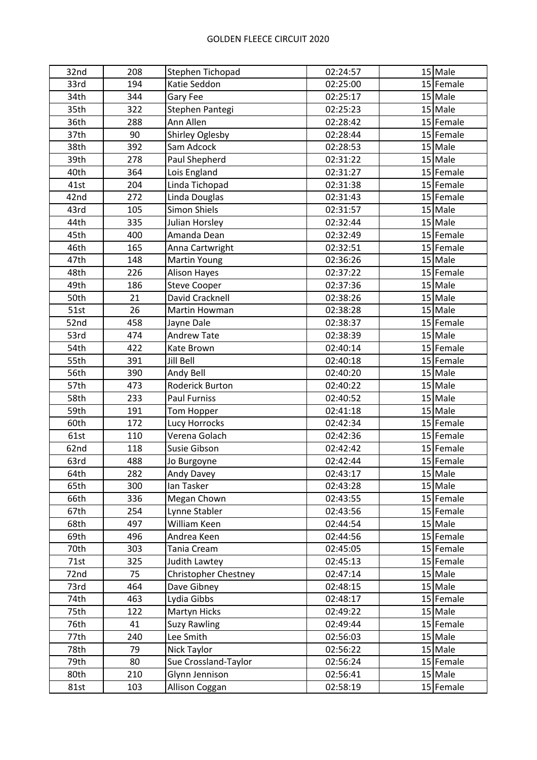GOLDEN FLEECE CIRCUIT 2020

| | | | | | |
|---|---|---|---|---|---|
| 32nd | 208 | Stephen Tichopad | 02:24:57 | 15 | Male |
| 33rd | 194 | Katie Seddon | 02:25:00 | 15 | Female |
| 34th | 344 | Gary Fee | 02:25:17 | 15 | Male |
| 35th | 322 | Stephen Pantegi | 02:25:23 | 15 | Male |
| 36th | 288 | Ann Allen | 02:28:42 | 15 | Female |
| 37th | 90 | Shirley Oglesby | 02:28:44 | 15 | Female |
| 38th | 392 | Sam Adcock | 02:28:53 | 15 | Male |
| 39th | 278 | Paul Shepherd | 02:31:22 | 15 | Male |
| 40th | 364 | Lois England | 02:31:27 | 15 | Female |
| 41st | 204 | Linda Tichopad | 02:31:38 | 15 | Female |
| 42nd | 272 | Linda Douglas | 02:31:43 | 15 | Female |
| 43rd | 105 | Simon Shiels | 02:31:57 | 15 | Male |
| 44th | 335 | Julian Horsley | 02:32:44 | 15 | Male |
| 45th | 400 | Amanda Dean | 02:32:49 | 15 | Female |
| 46th | 165 | Anna Cartwright | 02:32:51 | 15 | Female |
| 47th | 148 | Martin Young | 02:36:26 | 15 | Male |
| 48th | 226 | Alison Hayes | 02:37:22 | 15 | Female |
| 49th | 186 | Steve Cooper | 02:37:36 | 15 | Male |
| 50th | 21 | David Cracknell | 02:38:26 | 15 | Male |
| 51st | 26 | Martin Howman | 02:38:28 | 15 | Male |
| 52nd | 458 | Jayne Dale | 02:38:37 | 15 | Female |
| 53rd | 474 | Andrew Tate | 02:38:39 | 15 | Male |
| 54th | 422 | Kate Brown | 02:40:14 | 15 | Female |
| 55th | 391 | Jill Bell | 02:40:18 | 15 | Female |
| 56th | 390 | Andy Bell | 02:40:20 | 15 | Male |
| 57th | 473 | Roderick Burton | 02:40:22 | 15 | Male |
| 58th | 233 | Paul Furniss | 02:40:52 | 15 | Male |
| 59th | 191 | Tom Hopper | 02:41:18 | 15 | Male |
| 60th | 172 | Lucy Horrocks | 02:42:34 | 15 | Female |
| 61st | 110 | Verena Golach | 02:42:36 | 15 | Female |
| 62nd | 118 | Susie Gibson | 02:42:42 | 15 | Female |
| 63rd | 488 | Jo Burgoyne | 02:42:44 | 15 | Female |
| 64th | 282 | Andy Davey | 02:43:17 | 15 | Male |
| 65th | 300 | Ian Tasker | 02:43:28 | 15 | Male |
| 66th | 336 | Megan Chown | 02:43:55 | 15 | Female |
| 67th | 254 | Lynne Stabler | 02:43:56 | 15 | Female |
| 68th | 497 | William Keen | 02:44:54 | 15 | Male |
| 69th | 496 | Andrea Keen | 02:44:56 | 15 | Female |
| 70th | 303 | Tania Cream | 02:45:05 | 15 | Female |
| 71st | 325 | Judith Lawtey | 02:45:13 | 15 | Female |
| 72nd | 75 | Christopher Chestney | 02:47:14 | 15 | Male |
| 73rd | 464 | Dave Gibney | 02:48:15 | 15 | Male |
| 74th | 463 | Lydia Gibbs | 02:48:17 | 15 | Female |
| 75th | 122 | Martyn Hicks | 02:49:22 | 15 | Male |
| 76th | 41 | Suzy Rawling | 02:49:44 | 15 | Female |
| 77th | 240 | Lee Smith | 02:56:03 | 15 | Male |
| 78th | 79 | Nick Taylor | 02:56:22 | 15 | Male |
| 79th | 80 | Sue Crossland-Taylor | 02:56:24 | 15 | Female |
| 80th | 210 | Glynn Jennison | 02:56:41 | 15 | Male |
| 81st | 103 | Allison Coggan | 02:58:19 | 15 | Female |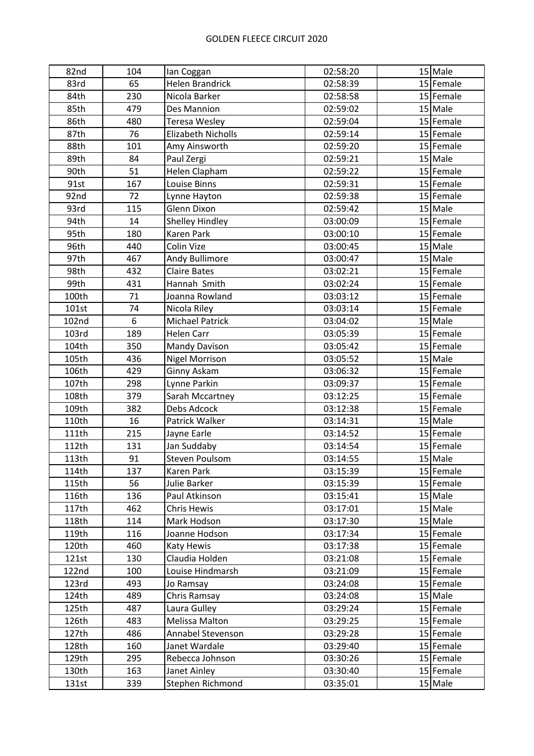# GOLDEN FLEECE CIRCUIT 2020

| | | | | | |
|---|---|---|---|---|---|
| 82nd | 104 | Ian Coggan | 02:58:20 | 15 | Male |
| 83rd | 65 | Helen Brandrick | 02:58:39 | 15 | Female |
| 84th | 230 | Nicola Barker | 02:58:58 | 15 | Female |
| 85th | 479 | Des Mannion | 02:59:02 | 15 | Male |
| 86th | 480 | Teresa Wesley | 02:59:04 | 15 | Female |
| 87th | 76 | Elizabeth Nicholls | 02:59:14 | 15 | Female |
| 88th | 101 | Amy Ainsworth | 02:59:20 | 15 | Female |
| 89th | 84 | Paul Zergi | 02:59:21 | 15 | Male |
| 90th | 51 | Helen Clapham | 02:59:22 | 15 | Female |
| 91st | 167 | Louise Binns | 02:59:31 | 15 | Female |
| 92nd | 72 | Lynne Hayton | 02:59:38 | 15 | Female |
| 93rd | 115 | Glenn Dixon | 02:59:42 | 15 | Male |
| 94th | 14 | Shelley Hindley | 03:00:09 | 15 | Female |
| 95th | 180 | Karen Park | 03:00:10 | 15 | Female |
| 96th | 440 | Colin Vize | 03:00:45 | 15 | Male |
| 97th | 467 | Andy Bullimore | 03:00:47 | 15 | Male |
| 98th | 432 | Claire Bates | 03:02:21 | 15 | Female |
| 99th | 431 | Hannah Smith | 03:02:24 | 15 | Female |
| 100th | 71 | Joanna Rowland | 03:03:12 | 15 | Female |
| 101st | 74 | Nicola Riley | 03:03:14 | 15 | Female |
| 102nd | 6 | Michael Patrick | 03:04:02 | 15 | Male |
| 103rd | 189 | Helen Carr | 03:05:39 | 15 | Female |
| 104th | 350 | Mandy Davison | 03:05:42 | 15 | Female |
| 105th | 436 | Nigel Morrison | 03:05:52 | 15 | Male |
| 106th | 429 | Ginny Askam | 03:06:32 | 15 | Female |
| 107th | 298 | Lynne Parkin | 03:09:37 | 15 | Female |
| 108th | 379 | Sarah Mccartney | 03:12:25 | 15 | Female |
| 109th | 382 | Debs Adcock | 03:12:38 | 15 | Female |
| 110th | 16 | Patrick Walker | 03:14:31 | 15 | Male |
| 111th | 215 | Jayne Earle | 03:14:52 | 15 | Female |
| 112th | 131 | Jan Suddaby | 03:14:54 | 15 | Female |
| 113th | 91 | Steven Poulsom | 03:14:55 | 15 | Male |
| 114th | 137 | Karen Park | 03:15:39 | 15 | Female |
| 115th | 56 | Julie Barker | 03:15:39 | 15 | Female |
| 116th | 136 | Paul Atkinson | 03:15:41 | 15 | Male |
| 117th | 462 | Chris Hewis | 03:17:01 | 15 | Male |
| 118th | 114 | Mark Hodson | 03:17:30 | 15 | Male |
| 119th | 116 | Joanne Hodson | 03:17:34 | 15 | Female |
| 120th | 460 | Katy Hewis | 03:17:38 | 15 | Female |
| 121st | 130 | Claudia Holden | 03:21:08 | 15 | Female |
| 122nd | 100 | Louise Hindmarsh | 03:21:09 | 15 | Female |
| 123rd | 493 | Jo Ramsay | 03:24:08 | 15 | Female |
| 124th | 489 | Chris Ramsay | 03:24:08 | 15 | Male |
| 125th | 487 | Laura Gulley | 03:29:24 | 15 | Female |
| 126th | 483 | Melissa Malton | 03:29:25 | 15 | Female |
| 127th | 486 | Annabel Stevenson | 03:29:28 | 15 | Female |
| 128th | 160 | Janet Wardale | 03:29:40 | 15 | Female |
| 129th | 295 | Rebecca Johnson | 03:30:26 | 15 | Female |
| 130th | 163 | Janet Ainley | 03:30:40 | 15 | Female |
| 131st | 339 | Stephen Richmond | 03:35:01 | 15 | Male |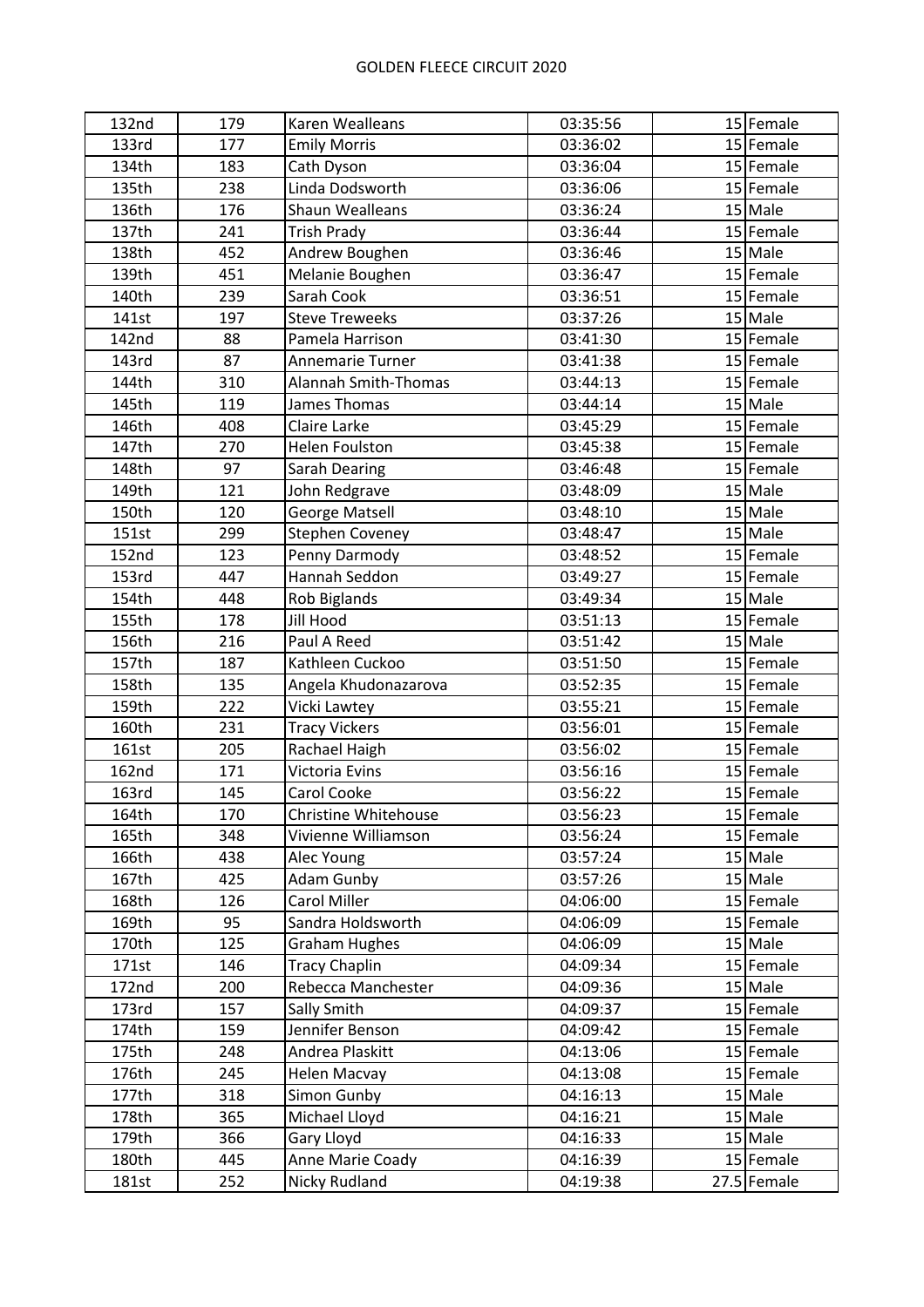# GOLDEN FLEECE CIRCUIT 2020

| 132nd | 179 | Karen Wealleans | 03:35:56 | 15 | Female |
|---|---|---|---|---|---|
| 133rd | 177 | Emily Morris | 03:36:02 | 15 | Female |
| 134th | 183 | Cath Dyson | 03:36:04 | 15 | Female |
| 135th | 238 | Linda Dodsworth | 03:36:06 | 15 | Female |
| 136th | 176 | Shaun Wealleans | 03:36:24 | 15 | Male |
| 137th | 241 | Trish Prady | 03:36:44 | 15 | Female |
| 138th | 452 | Andrew Boughen | 03:36:46 | 15 | Male |
| 139th | 451 | Melanie Boughen | 03:36:47 | 15 | Female |
| 140th | 239 | Sarah Cook | 03:36:51 | 15 | Female |
| 141st | 197 | Steve Treweeks | 03:37:26 | 15 | Male |
| 142nd | 88 | Pamela Harrison | 03:41:30 | 15 | Female |
| 143rd | 87 | Annemarie Turner | 03:41:38 | 15 | Female |
| 144th | 310 | Alannah Smith-Thomas | 03:44:13 | 15 | Female |
| 145th | 119 | James Thomas | 03:44:14 | 15 | Male |
| 146th | 408 | Claire Larke | 03:45:29 | 15 | Female |
| 147th | 270 | Helen Foulston | 03:45:38 | 15 | Female |
| 148th | 97 | Sarah Dearing | 03:46:48 | 15 | Female |
| 149th | 121 | John Redgrave | 03:48:09 | 15 | Male |
| 150th | 120 | George Matsell | 03:48:10 | 15 | Male |
| 151st | 299 | Stephen Coveney | 03:48:47 | 15 | Male |
| 152nd | 123 | Penny Darmody | 03:48:52 | 15 | Female |
| 153rd | 447 | Hannah Seddon | 03:49:27 | 15 | Female |
| 154th | 448 | Rob Biglands | 03:49:34 | 15 | Male |
| 155th | 178 | Jill Hood | 03:51:13 | 15 | Female |
| 156th | 216 | Paul A Reed | 03:51:42 | 15 | Male |
| 157th | 187 | Kathleen Cuckoo | 03:51:50 | 15 | Female |
| 158th | 135 | Angela Khudonazarova | 03:52:35 | 15 | Female |
| 159th | 222 | Vicki Lawtey | 03:55:21 | 15 | Female |
| 160th | 231 | Tracy Vickers | 03:56:01 | 15 | Female |
| 161st | 205 | Rachael Haigh | 03:56:02 | 15 | Female |
| 162nd | 171 | Victoria Evins | 03:56:16 | 15 | Female |
| 163rd | 145 | Carol Cooke | 03:56:22 | 15 | Female |
| 164th | 170 | Christine Whitehouse | 03:56:23 | 15 | Female |
| 165th | 348 | Vivienne Williamson | 03:56:24 | 15 | Female |
| 166th | 438 | Alec Young | 03:57:24 | 15 | Male |
| 167th | 425 | Adam Gunby | 03:57:26 | 15 | Male |
| 168th | 126 | Carol Miller | 04:06:00 | 15 | Female |
| 169th | 95 | Sandra Holdsworth | 04:06:09 | 15 | Female |
| 170th | 125 | Graham Hughes | 04:06:09 | 15 | Male |
| 171st | 146 | Tracy Chaplin | 04:09:34 | 15 | Female |
| 172nd | 200 | Rebecca Manchester | 04:09:36 | 15 | Male |
| 173rd | 157 | Sally Smith | 04:09:37 | 15 | Female |
| 174th | 159 | Jennifer Benson | 04:09:42 | 15 | Female |
| 175th | 248 | Andrea Plaskitt | 04:13:06 | 15 | Female |
| 176th | 245 | Helen Macvay | 04:13:08 | 15 | Female |
| 177th | 318 | Simon Gunby | 04:16:13 | 15 | Male |
| 178th | 365 | Michael Lloyd | 04:16:21 | 15 | Male |
| 179th | 366 | Gary Lloyd | 04:16:33 | 15 | Male |
| 180th | 445 | Anne Marie Coady | 04:16:39 | 15 | Female |
| 181st | 252 | Nicky Rudland | 04:19:38 | 27.5 | Female |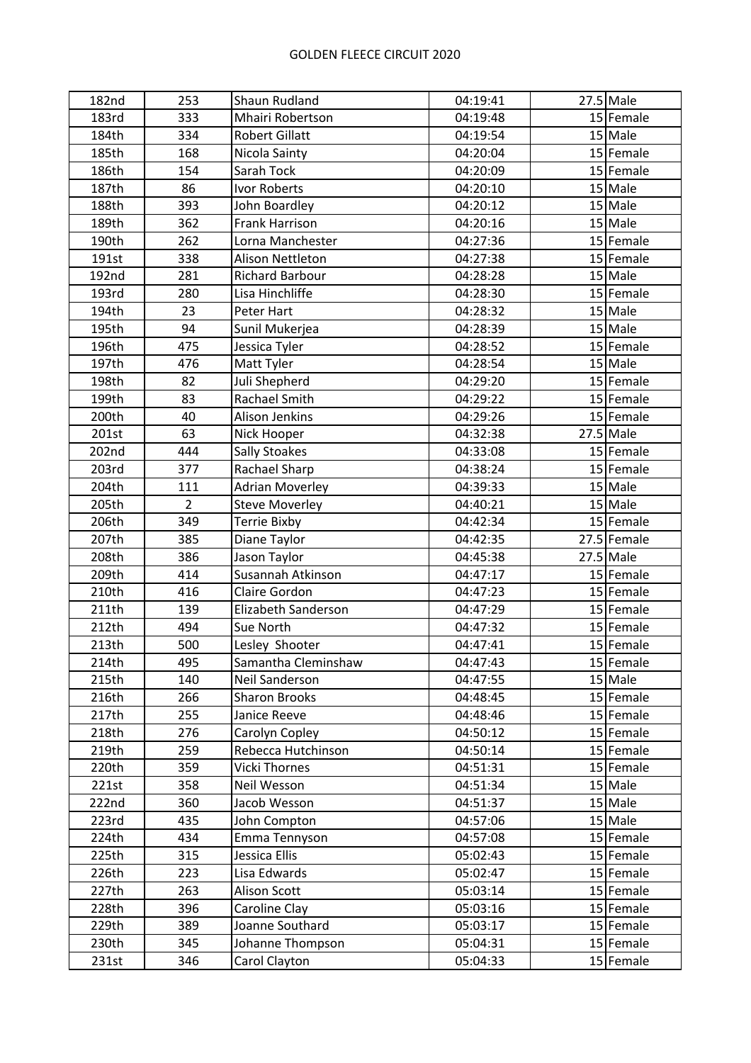GOLDEN FLEECE CIRCUIT 2020

| 182nd | 253 | Shaun Rudland | 04:19:41 | 27.5 | Male |
|---|---|---|---|---|---|
| 183rd | 333 | Mhairi Robertson | 04:19:48 | 15 | Female |
| 184th | 334 | Robert Gillatt | 04:19:54 | 15 | Male |
| 185th | 168 | Nicola Sainty | 04:20:04 | 15 | Female |
| 186th | 154 | Sarah Tock | 04:20:09 | 15 | Female |
| 187th | 86 | Ivor Roberts | 04:20:10 | 15 | Male |
| 188th | 393 | John Boardley | 04:20:12 | 15 | Male |
| 189th | 362 | Frank Harrison | 04:20:16 | 15 | Male |
| 190th | 262 | Lorna Manchester | 04:27:36 | 15 | Female |
| 191st | 338 | Alison Nettleton | 04:27:38 | 15 | Female |
| 192nd | 281 | Richard Barbour | 04:28:28 | 15 | Male |
| 193rd | 280 | Lisa Hinchliffe | 04:28:30 | 15 | Female |
| 194th | 23 | Peter Hart | 04:28:32 | 15 | Male |
| 195th | 94 | Sunil Mukerjea | 04:28:39 | 15 | Male |
| 196th | 475 | Jessica Tyler | 04:28:52 | 15 | Female |
| 197th | 476 | Matt Tyler | 04:28:54 | 15 | Male |
| 198th | 82 | Juli Shepherd | 04:29:20 | 15 | Female |
| 199th | 83 | Rachael Smith | 04:29:22 | 15 | Female |
| 200th | 40 | Alison Jenkins | 04:29:26 | 15 | Female |
| 201st | 63 | Nick Hooper | 04:32:38 | 27.5 | Male |
| 202nd | 444 | Sally Stoakes | 04:33:08 | 15 | Female |
| 203rd | 377 | Rachael Sharp | 04:38:24 | 15 | Female |
| 204th | 111 | Adrian Moverley | 04:39:33 | 15 | Male |
| 205th | 2 | Steve Moverley | 04:40:21 | 15 | Male |
| 206th | 349 | Terrie Bixby | 04:42:34 | 15 | Female |
| 207th | 385 | Diane Taylor | 04:42:35 | 27.5 | Female |
| 208th | 386 | Jason Taylor | 04:45:38 | 27.5 | Male |
| 209th | 414 | Susannah Atkinson | 04:47:17 | 15 | Female |
| 210th | 416 | Claire Gordon | 04:47:23 | 15 | Female |
| 211th | 139 | Elizabeth Sanderson | 04:47:29 | 15 | Female |
| 212th | 494 | Sue North | 04:47:32 | 15 | Female |
| 213th | 500 | Lesley Shooter | 04:47:41 | 15 | Female |
| 214th | 495 | Samantha Cleminshaw | 04:47:43 | 15 | Female |
| 215th | 140 | Neil Sanderson | 04:47:55 | 15 | Male |
| 216th | 266 | Sharon Brooks | 04:48:45 | 15 | Female |
| 217th | 255 | Janice Reeve | 04:48:46 | 15 | Female |
| 218th | 276 | Carolyn Copley | 04:50:12 | 15 | Female |
| 219th | 259 | Rebecca Hutchinson | 04:50:14 | 15 | Female |
| 220th | 359 | Vicki Thornes | 04:51:31 | 15 | Female |
| 221st | 358 | Neil Wesson | 04:51:34 | 15 | Male |
| 222nd | 360 | Jacob Wesson | 04:51:37 | 15 | Male |
| 223rd | 435 | John Compton | 04:57:06 | 15 | Male |
| 224th | 434 | Emma Tennyson | 04:57:08 | 15 | Female |
| 225th | 315 | Jessica Ellis | 05:02:43 | 15 | Female |
| 226th | 223 | Lisa Edwards | 05:02:47 | 15 | Female |
| 227th | 263 | Alison Scott | 05:03:14 | 15 | Female |
| 228th | 396 | Caroline Clay | 05:03:16 | 15 | Female |
| 229th | 389 | Joanne Southard | 05:03:17 | 15 | Female |
| 230th | 345 | Johanne Thompson | 05:04:31 | 15 | Female |
| 231st | 346 | Carol Clayton | 05:04:33 | 15 | Female |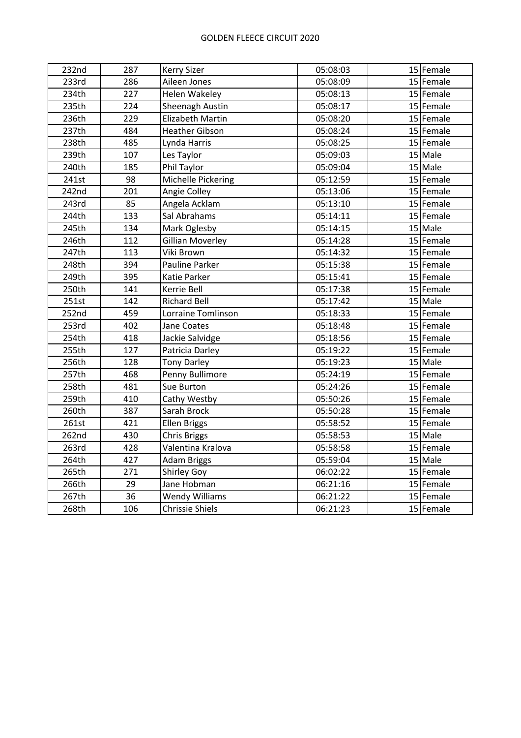| | | | | | |
|---|---|---|---|---|---|
| 232nd | 287 | Kerry Sizer | 05:08:03 | 15 | Female |
| 233rd | 286 | Aileen Jones | 05:08:09 | 15 | Female |
| 234th | 227 | Helen Wakeley | 05:08:13 | 15 | Female |
| 235th | 224 | Sheenagh Austin | 05:08:17 | 15 | Female |
| 236th | 229 | Elizabeth Martin | 05:08:20 | 15 | Female |
| 237th | 484 | Heather Gibson | 05:08:24 | 15 | Female |
| 238th | 485 | Lynda Harris | 05:08:25 | 15 | Female |
| 239th | 107 | Les Taylor | 05:09:03 | 15 | Male |
| 240th | 185 | Phil Taylor | 05:09:04 | 15 | Male |
| 241st | 98 | Michelle Pickering | 05:12:59 | 15 | Female |
| 242nd | 201 | Angie Colley | 05:13:06 | 15 | Female |
| 243rd | 85 | Angela Acklam | 05:13:10 | 15 | Female |
| 244th | 133 | Sal Abrahams | 05:14:11 | 15 | Female |
| 245th | 134 | Mark Oglesby | 05:14:15 | 15 | Male |
| 246th | 112 | Gillian Moverley | 05:14:28 | 15 | Female |
| 247th | 113 | Viki Brown | 05:14:32 | 15 | Female |
| 248th | 394 | Pauline Parker | 05:15:38 | 15 | Female |
| 249th | 395 | Katie Parker | 05:15:41 | 15 | Female |
| 250th | 141 | Kerrie Bell | 05:17:38 | 15 | Female |
| 251st | 142 | Richard Bell | 05:17:42 | 15 | Male |
| 252nd | 459 | Lorraine Tomlinson | 05:18:33 | 15 | Female |
| 253rd | 402 | Jane Coates | 05:18:48 | 15 | Female |
| 254th | 418 | Jackie Salvidge | 05:18:56 | 15 | Female |
| 255th | 127 | Patricia Darley | 05:19:22 | 15 | Female |
| 256th | 128 | Tony Darley | 05:19:23 | 15 | Male |
| 257th | 468 | Penny Bullimore | 05:24:19 | 15 | Female |
| 258th | 481 | Sue Burton | 05:24:26 | 15 | Female |
| 259th | 410 | Cathy Westby | 05:50:26 | 15 | Female |
| 260th | 387 | Sarah Brock | 05:50:28 | 15 | Female |
| 261st | 421 | Ellen Briggs | 05:58:52 | 15 | Female |
| 262nd | 430 | Chris Briggs | 05:58:53 | 15 | Male |
| 263rd | 428 | Valentina Kralova | 05:58:58 | 15 | Female |
| 264th | 427 | Adam Briggs | 05:59:04 | 15 | Male |
| 265th | 271 | Shirley Goy | 06:02:22 | 15 | Female |
| 266th | 29 | Jane Hobman | 06:21:16 | 15 | Female |
| 267th | 36 | Wendy Williams | 06:21:22 | 15 | Female |
| 268th | 106 | Chrissie Shiels | 06:21:23 | 15 | Female |